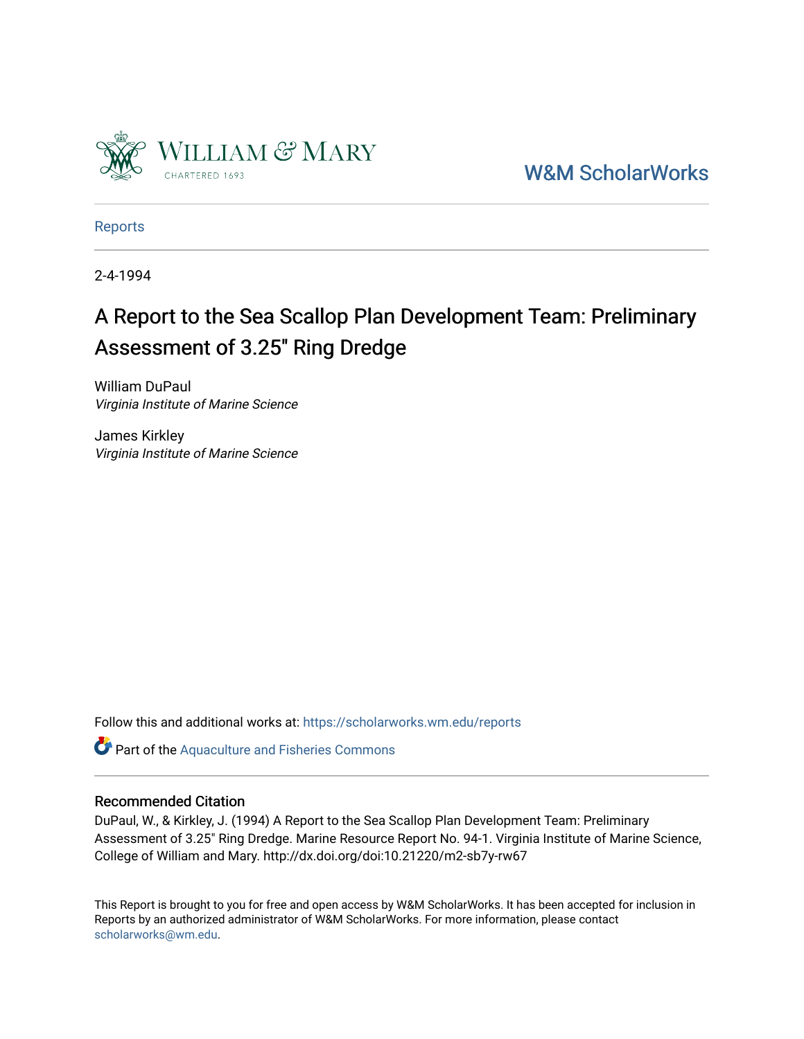William & Mary
CHARTERED 1693

W&M ScholarWorks

Reports

2-4-1994

# A Report to the Sea Scallop Plan Development Team: Preliminary Assessment of 3.25" Ring Dredge

William DuPaul
*Virginia Institute of Marine Science*

James Kirkley
*Virginia Institute of Marine Science*

Follow this and additional works at: https://scholarworks.wm.edu/reports

Part of the Aquaculture and Fisheries Commons

## Recommended Citation

DuPaul, W., & Kirkley, J. (1994) A Report to the Sea Scallop Plan Development Team: Preliminary Assessment of 3.25" Ring Dredge. Marine Resource Report No. 94-1. Virginia Institute of Marine Science, College of William and Mary. http://dx.doi.org/doi:10.21220/m2-sb7y-rw67

This Report is brought to you for free and open access by W&M ScholarWorks. It has been accepted for inclusion in Reports by an authorized administrator of W&M ScholarWorks. For more information, please contact scholarworks@wm.edu.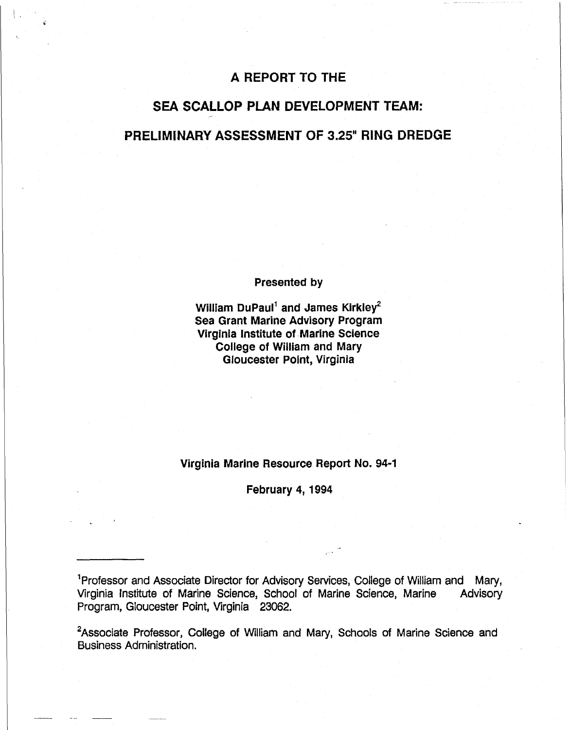# A REPORT TO THE

# SEA SCALLOP PLAN DEVELOPMENT TEAM:

# PRELIMINARY ASSESSMENT OF 3.25" RING DREDGE

**Presented by**

**William DuPaul[1] and James Kirkley[2]**
**Sea Grant Marine Advisory Program**
**Virginia Institute of Marine Science**
**College of William and Mary**
**Gloucester Point, Virginia**

**Virginia Marine Resource Report No. 94-1**

**February 4, 1994**

---

[1]Professor and Associate Director for Advisory Services, College of William and Mary, Virginia Institute of Marine Science, School of Marine Science, Marine Advisory Program, Gloucester Point, Virginia 23062.

[2]Associate Professor, College of William and Mary, Schools of Marine Science and Business Administration.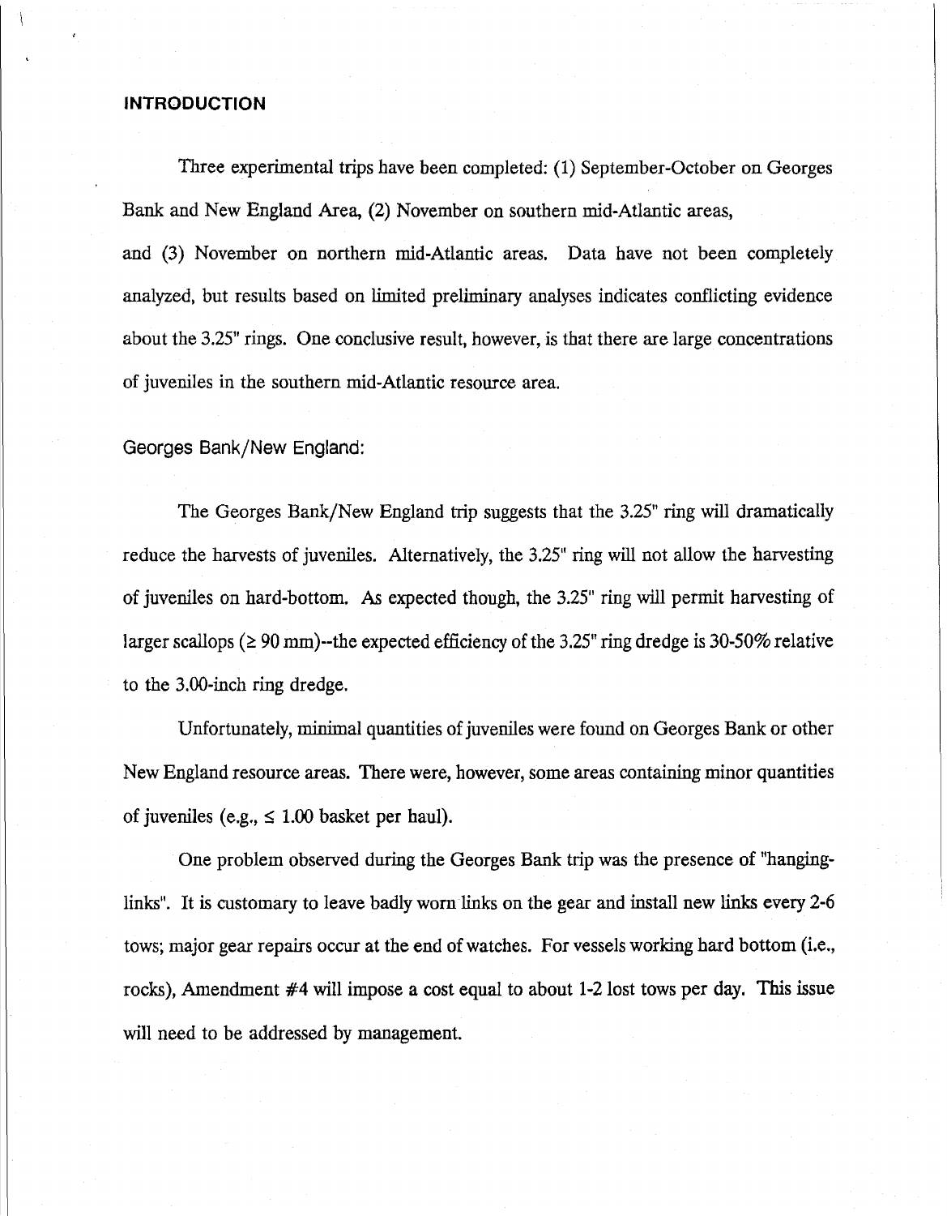## INTRODUCTION

Three experimental trips have been completed: (1) September-October on Georges Bank and New England Area, (2) November on southern mid-Atlantic areas, and (3) November on northern mid-Atlantic areas. Data have not been completely analyzed, but results based on limited preliminary analyses indicates conflicting evidence about the 3.25" rings. One conclusive result, however, is that there are large concentrations of juveniles in the southern mid-Atlantic resource area.

### Georges Bank/New England:

The Georges Bank/New England trip suggests that the 3.25" ring will dramatically reduce the harvests of juveniles. Alternatively, the 3.25" ring will not allow the harvesting of juveniles on hard-bottom. As expected though, the 3.25" ring will permit harvesting of larger scallops (≥ 90 mm)--the expected efficiency of the 3.25" ring dredge is 30-50% relative to the 3.00-inch ring dredge.

Unfortunately, minimal quantities of juveniles were found on Georges Bank or other New England resource areas. There were, however, some areas containing minor quantities of juveniles (e.g., ≤ 1.00 basket per haul).

One problem observed during the Georges Bank trip was the presence of "hanging-links". It is customary to leave badly worn links on the gear and install new links every 2-6 tows; major gear repairs occur at the end of watches. For vessels working hard bottom (i.e., rocks), Amendment #4 will impose a cost equal to about 1-2 lost tows per day. This issue will need to be addressed by management.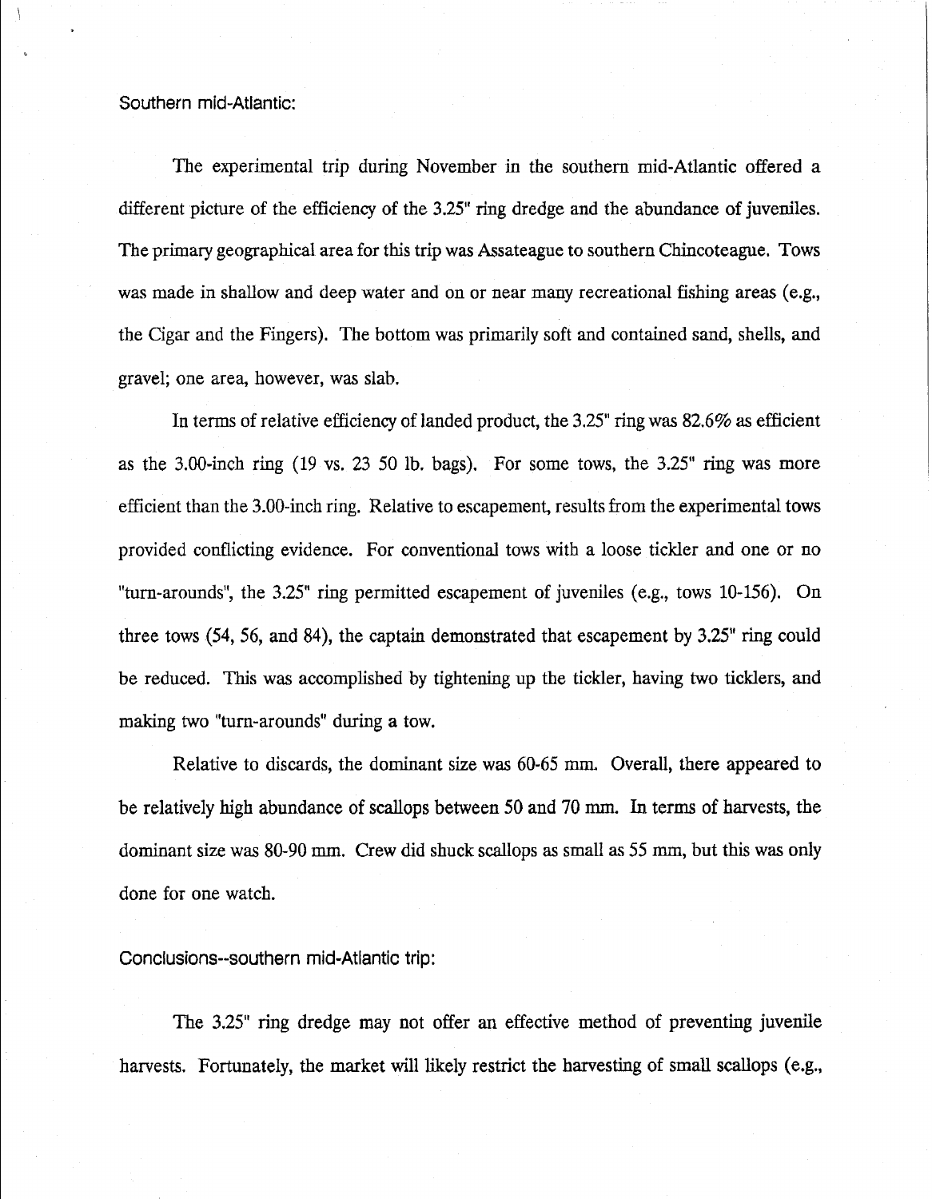## Southern mid-Atlantic:

The experimental trip during November in the southern mid-Atlantic offered a different picture of the efficiency of the 3.25" ring dredge and the abundance of juveniles. The primary geographical area for this trip was Assateague to southern Chincoteague. Tows was made in shallow and deep water and on or near many recreational fishing areas (e.g., the Cigar and the Fingers). The bottom was primarily soft and contained sand, shells, and gravel; one area, however, was slab.

In terms of relative efficiency of landed product, the 3.25" ring was 82.6% as efficient as the 3.00-inch ring (19 vs. 23 50 lb. bags). For some tows, the 3.25" ring was more efficient than the 3.00-inch ring. Relative to escapement, results from the experimental tows provided conflicting evidence. For conventional tows with a loose tickler and one or no "turn-arounds", the 3.25" ring permitted escapement of juveniles (e.g., tows 10-156). On three tows (54, 56, and 84), the captain demonstrated that escapement by 3.25" ring could be reduced. This was accomplished by tightening up the tickler, having two ticklers, and making two "turn-arounds" during a tow.

Relative to discards, the dominant size was 60-65 mm. Overall, there appeared to be relatively high abundance of scallops between 50 and 70 mm. In terms of harvests, the dominant size was 80-90 mm. Crew did shuck scallops as small as 55 mm, but this was only done for one watch.

## Conclusions--southern mid-Atlantic trip:

The 3.25" ring dredge may not offer an effective method of preventing juvenile harvests. Fortunately, the market will likely restrict the harvesting of small scallops (e.g.,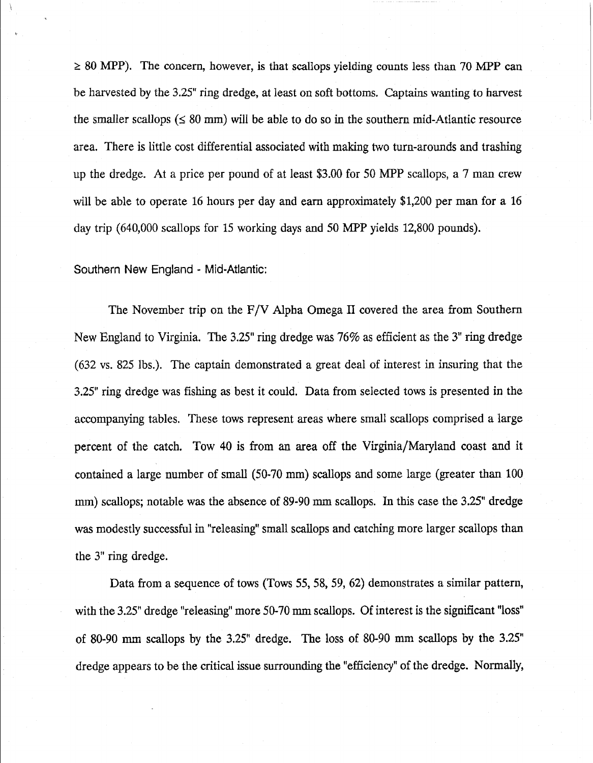≥ 80 MPP). The concern, however, is that scallops yielding counts less than 70 MPP can be harvested by the 3.25" ring dredge, at least on soft bottoms. Captains wanting to harvest the smaller scallops (≤ 80 mm) will be able to do so in the southern mid-Atlantic resource area. There is little cost differential associated with making two turn-arounds and trashing up the dredge. At a price per pound of at least $3.00 for 50 MPP scallops, a 7 man crew will be able to operate 16 hours per day and earn approximately $1,200 per man for a 16 day trip (640,000 scallops for 15 working days and 50 MPP yields 12,800 pounds).

Southern New England - Mid-Atlantic:

The November trip on the F/V Alpha Omega II covered the area from Southern New England to Virginia. The 3.25" ring dredge was 76% as efficient as the 3" ring dredge (632 vs. 825 lbs.). The captain demonstrated a great deal of interest in insuring that the 3.25" ring dredge was fishing as best it could. Data from selected tows is presented in the accompanying tables. These tows represent areas where small scallops comprised a large percent of the catch. Tow 40 is from an area off the Virginia/Maryland coast and it contained a large number of small (50-70 mm) scallops and some large (greater than 100 mm) scallops; notable was the absence of 89-90 mm scallops. In this case the 3.25" dredge was modestly successful in "releasing" small scallops and catching more larger scallops than the 3" ring dredge.

Data from a sequence of tows (Tows 55, 58, 59, 62) demonstrates a similar pattern, with the 3.25" dredge "releasing" more 50-70 mm scallops. Of interest is the significant "loss" of 80-90 mm scallops by the 3.25" dredge. The loss of 80-90 mm scallops by the 3.25" dredge appears to be the critical issue surrounding the "efficiency" of the dredge. Normally,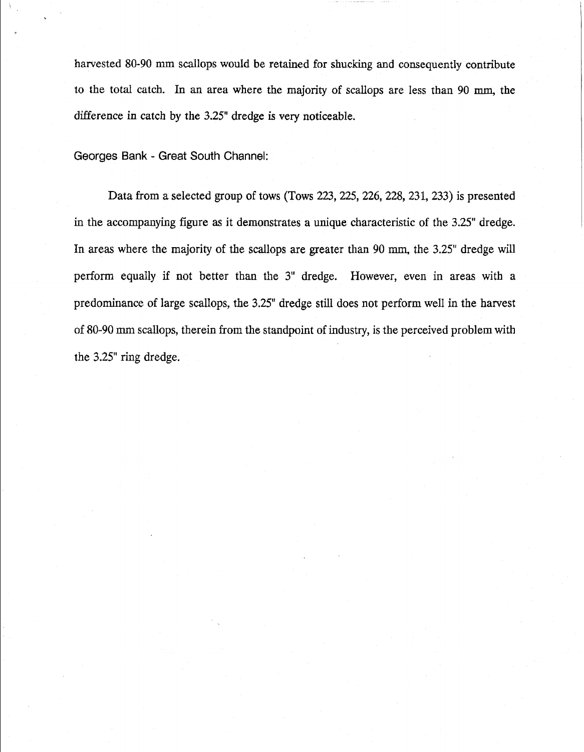harvested 80-90 mm scallops would be retained for shucking and consequently contribute to the total catch. In an area where the majority of scallops are less than 90 mm, the difference in catch by the 3.25" dredge is very noticeable.

### Georges Bank - Great South Channel:

Data from a selected group of tows (Tows 223, 225, 226, 228, 231, 233) is presented in the accompanying figure as it demonstrates a unique characteristic of the 3.25" dredge. In areas where the majority of the scallops are greater than 90 mm, the 3.25" dredge will perform equally if not better than the 3" dredge. However, even in areas with a predominance of large scallops, the 3.25" dredge still does not perform well in the harvest of 80-90 mm scallops, therein from the standpoint of industry, is the perceived problem with the 3.25" ring dredge.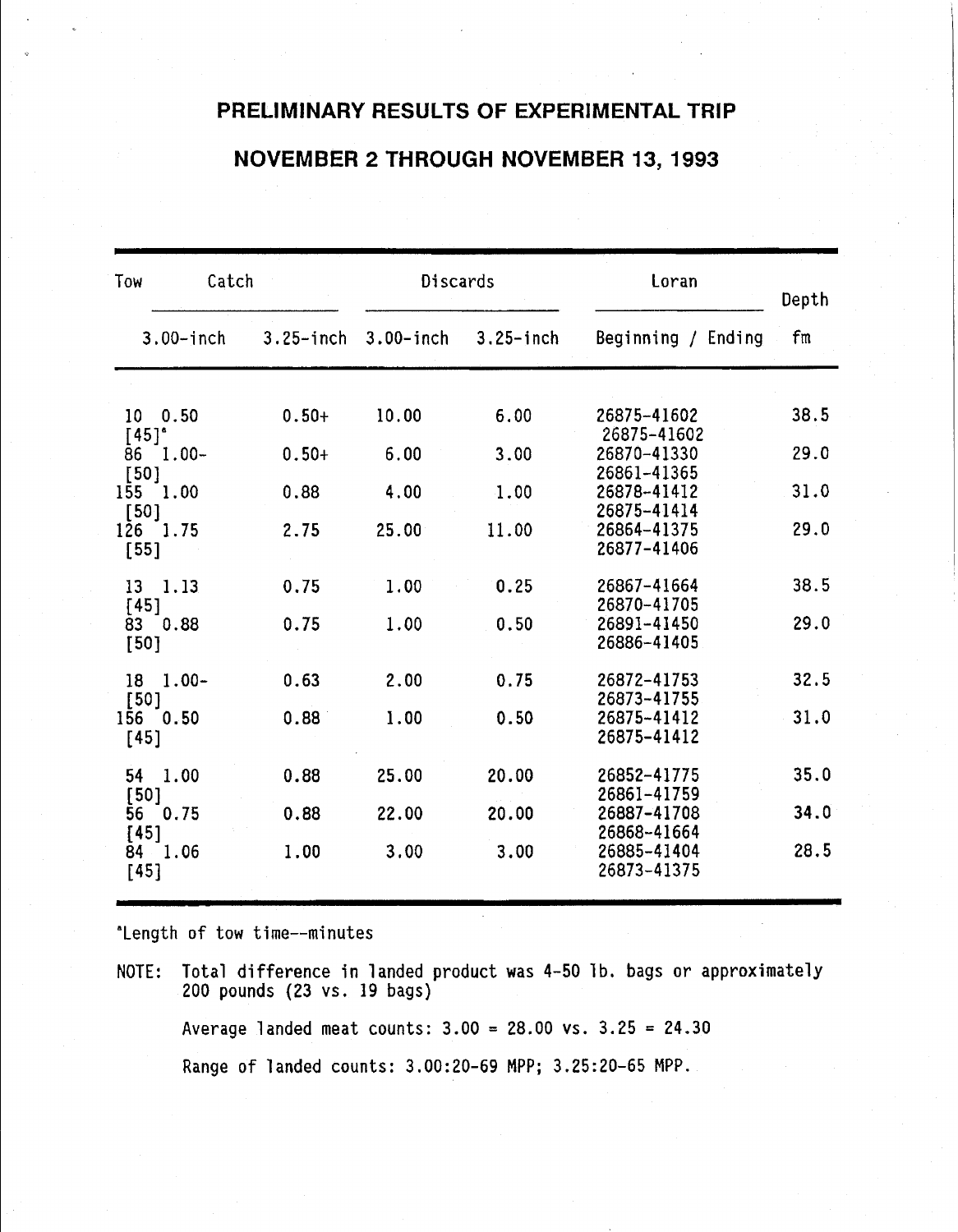## PRELIMINARY RESULTS OF EXPERIMENTAL TRIP

## NOVEMBER 2 THROUGH NOVEMBER 13, 1993

| Tow | Catch | | Discards | | Loran | Depth |
|---|---|---|---|---|---|---|
| | 3.00-inch | 3.25-inch | 3.00-inch | 3.25-inch | Beginning / Ending | fm |
| 10 [45][a] | 0.50 | 0.50+ | 10.00 | 6.00 | 26875-41602 / 26875-41602 | 38.5 |
| 86 [50] | 1.00- | 0.50+ | 6.00 | 3.00 | 26870-41330 / 26861-41365 | 29.0 |
| 155 [50] | 1.00 | 0.88 | 4.00 | 1.00 | 26878-41412 / 26875-41414 | 31.0 |
| 126 [55] | 1.75 | 2.75 | 25.00 | 11.00 | 26864-41375 / 26877-41406 | 29.0 |
| 13 [45] | 1.13 | 0.75 | 1.00 | 0.25 | 26867-41664 / 26870-41705 | 38.5 |
| 83 [50] | 0.88 | 0.75 | 1.00 | 0.50 | 26891-41450 / 26886-41405 | 29.0 |
| 18 [50] | 1.00- | 0.63 | 2.00 | 0.75 | 26872-41753 / 26873-41755 | 32.5 |
| 156 [45] | 0.50 | 0.88 | 1.00 | 0.50 | 26875-41412 / 26875-41412 | 31.0 |
| 54 [50] | 1.00 | 0.88 | 25.00 | 20.00 | 26852-41775 / 26861-41759 | 35.0 |
| 56 [45] | 0.75 | 0.88 | 22.00 | 20.00 | 26887-41708 / 26868-41664 | 34.0 |
| 84 [45] | 1.06 | 1.00 | 3.00 | 3.00 | 26885-41404 / 26873-41375 | 28.5 |

[a] Length of tow time--minutes

NOTE: Total difference in landed product was 4-50 lb. bags or approximately 200 pounds (23 vs. 19 bags)

Average landed meat counts: 3.00 = 28.00 vs. 3.25 = 24.30

Range of landed counts: 3.00:20-69 MPP; 3.25:20-65 MPP.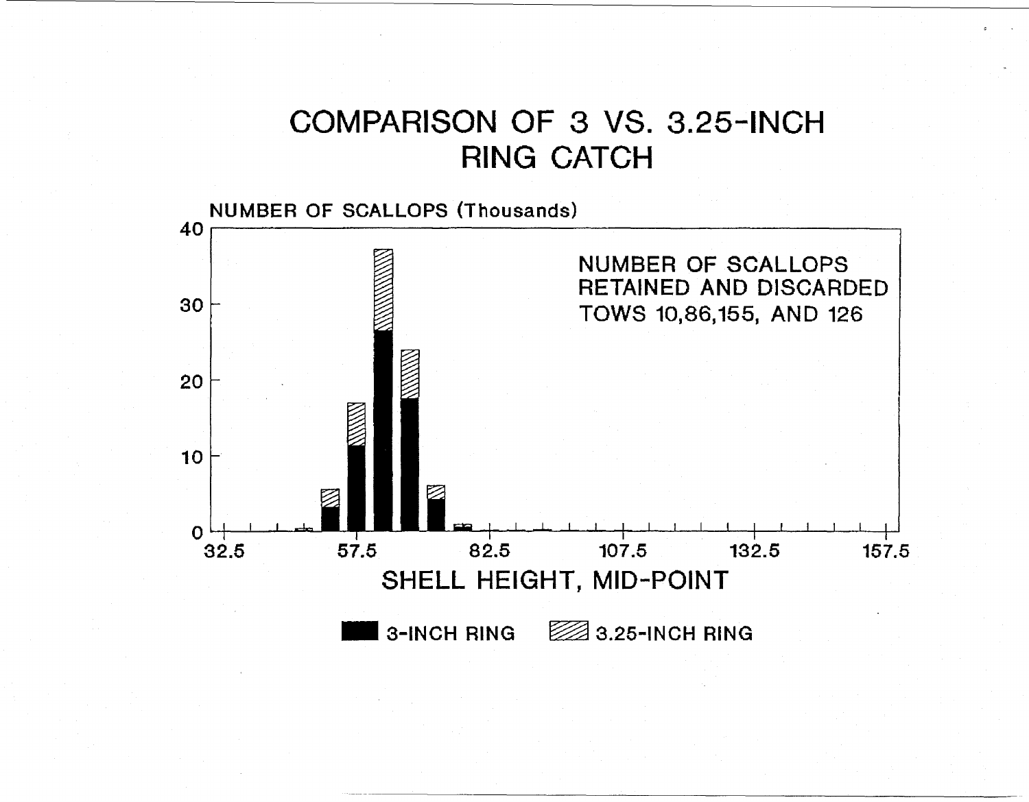# COMPARISON OF 3 VS. 3.25-INCH RING CATCH

NUMBER OF SCALLOPS (Thousands)

NUMBER OF SCALLOPS RETAINED AND DISCARDED TOWS 10,86,155, AND 126

SHELL HEIGHT, MID-POINT

3-INCH RING 3.25-INCH RING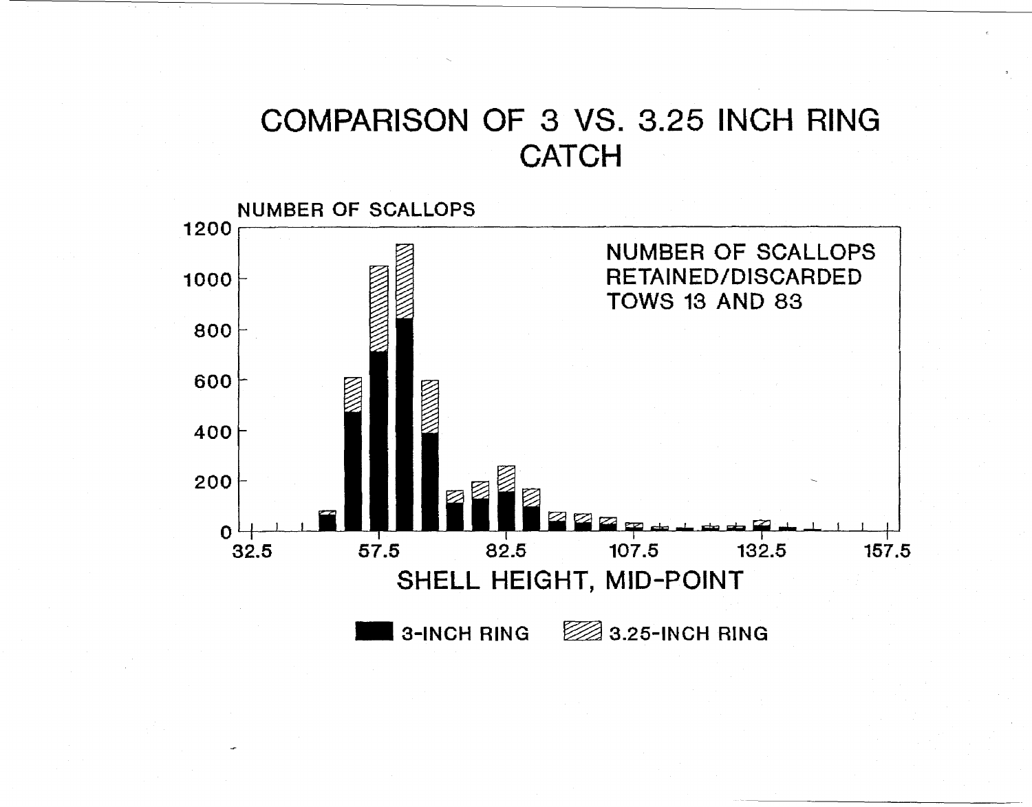# COMPARISON OF 3 VS. 3.25 INCH RING CATCH

NUMBER OF SCALLOPS

NUMBER OF SCALLOPS RETAINED/DISCARDED TOWS 13 AND 83

SHELL HEIGHT, MID-POINT

3-INCH RING 3.25-INCH RING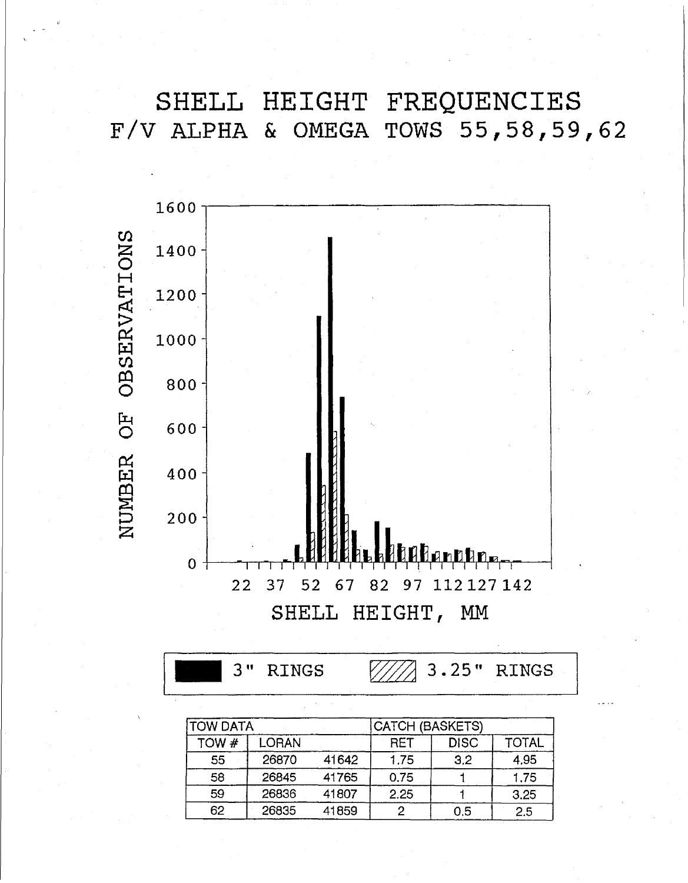# SHELL HEIGHT FREQUENCIES
## F/V ALPHA & OMEGA TOWS 55,58,59,62

NUMBER OF OBSERVATIONS

1600
1400
1200
1000
800
600
400
200
0

22 37 52 67 82 97 112 127 142

SHELL HEIGHT, MM

3" RINGS 3.25" RINGS

| TOW DATA | | | CATCH (BASKETS) | | |
|---|---|---|---|---|---|
| TOW # | LORAN | | RET | DISC | TOTAL |
| 55 | 26870 | 41642 | 1.75 | 3.2 | 4.95 |
| 58 | 26845 | 41765 | 0.75 | 1 | 1.75 |
| 59 | 26836 | 41807 | 2.25 | 1 | 3.25 |
| 62 | 26835 | 41859 | 2 | 0.5 | 2.5 |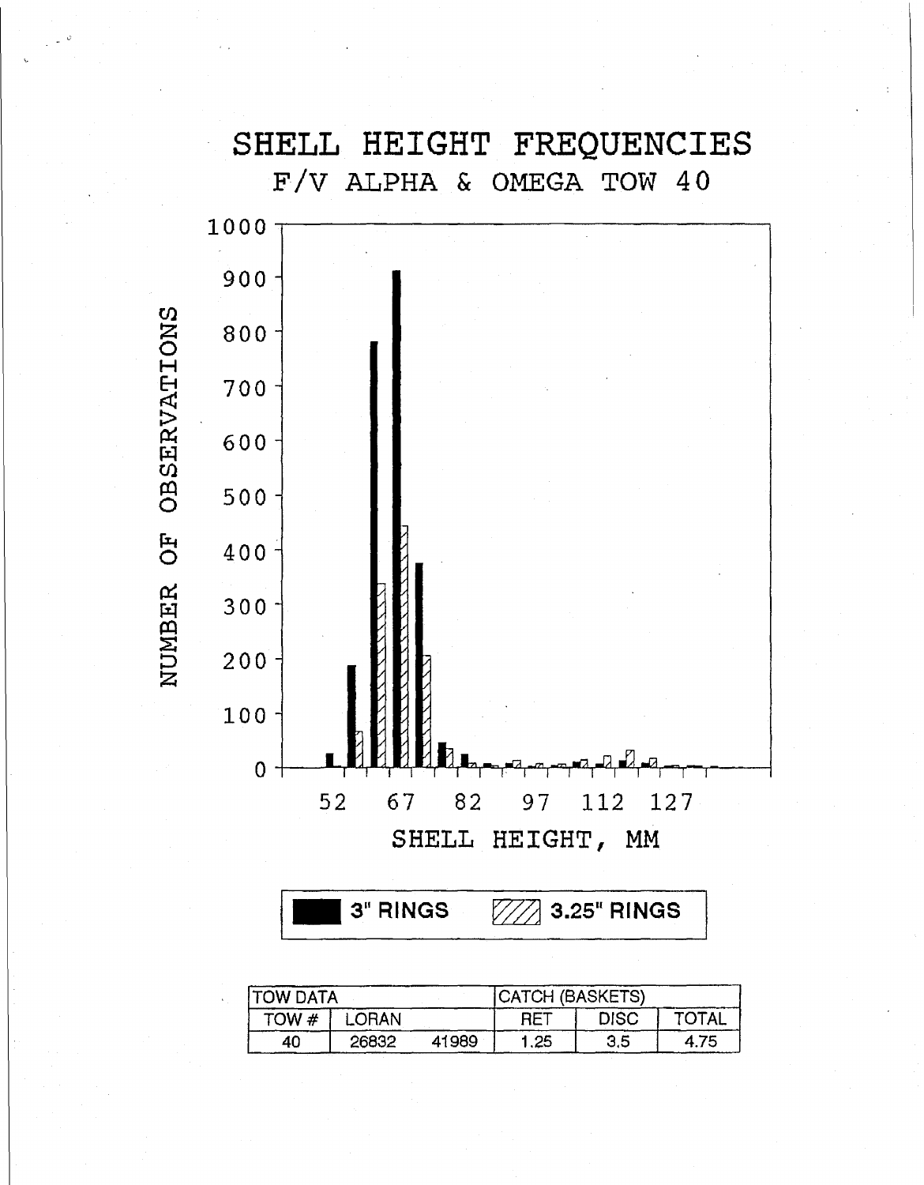# SHELL HEIGHT FREQUENCIES

## F/V ALPHA & OMEGA TOW 40

NUMBER OF OBSERVATIONS

SHELL HEIGHT, MM

3" RINGS | 3.25" RINGS

| TOW DATA | | | CATCH (BASKETS) | | |
|---|---|---|---|---|---|
| TOW # | LORAN | | RET | DISC | TOTAL |
| 40 | 26832 | 41989 | 1.25 | 3.5 | 4.75 |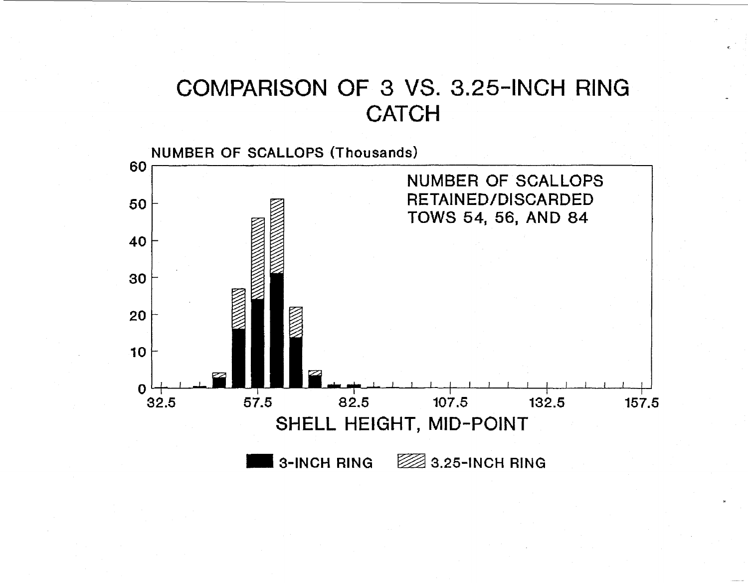# COMPARISON OF 3 VS. 3.25-INCH RING CATCH

NUMBER OF SCALLOPS (Thousands)

60
50
40
30
20
10
0

NUMBER OF SCALLOPS
RETAINED/DISCARDED
TOWS 54, 56, AND 84

32.5 57.5 82.5 107.5 132.5 157.5

SHELL HEIGHT, MID-POINT

3-INCH RING 3.25-INCH RING